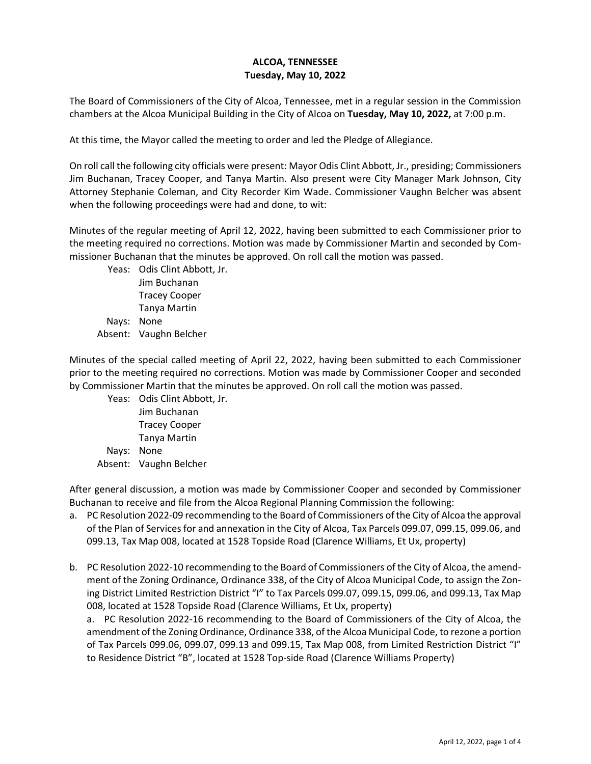# ALCOA, TENNESSEE
## Tuesday, May 10, 2022

The Board of Commissioners of the City of Alcoa, Tennessee, met in a regular session in the Commission chambers at the Alcoa Municipal Building in the City of Alcoa on **Tuesday, May 10, 2022,** at 7:00 p.m.

At this time, the Mayor called the meeting to order and led the Pledge of Allegiance.

On roll call the following city officials were present: Mayor Odis Clint Abbott, Jr., presiding; Commissioners Jim Buchanan, Tracey Cooper, and Tanya Martin. Also present were City Manager Mark Johnson, City Attorney Stephanie Coleman, and City Recorder Kim Wade. Commissioner Vaughn Belcher was absent when the following proceedings were had and done, to wit:

Minutes of the regular meeting of April 12, 2022, having been submitted to each Commissioner prior to the meeting required no corrections. Motion was made by Commissioner Martin and seconded by Commissioner Buchanan that the minutes be approved. On roll call the motion was passed.

Yeas: Odis Clint Abbott, Jr.
Jim Buchanan
Tracey Cooper
Tanya Martin
Nays: None
Absent: Vaughn Belcher

Minutes of the special called meeting of April 22, 2022, having been submitted to each Commissioner prior to the meeting required no corrections. Motion was made by Commissioner Cooper and seconded by Commissioner Martin that the minutes be approved. On roll call the motion was passed.

Yeas: Odis Clint Abbott, Jr.
Jim Buchanan
Tracey Cooper
Tanya Martin
Nays: None
Absent: Vaughn Belcher

After general discussion, a motion was made by Commissioner Cooper and seconded by Commissioner Buchanan to receive and file from the Alcoa Regional Planning Commission the following:

a. PC Resolution 2022-09 recommending to the Board of Commissioners of the City of Alcoa the approval of the Plan of Services for and annexation in the City of Alcoa, Tax Parcels 099.07, 099.15, 099.06, and 099.13, Tax Map 008, located at 1528 Topside Road (Clarence Williams, Et Ux, property)

b. PC Resolution 2022-10 recommending to the Board of Commissioners of the City of Alcoa, the amendment of the Zoning Ordinance, Ordinance 338, of the City of Alcoa Municipal Code, to assign the Zoning District Limited Restriction District "I" to Tax Parcels 099.07, 099.15, 099.06, and 099.13, Tax Map 008, located at 1528 Topside Road (Clarence Williams, Et Ux, property)

a. PC Resolution 2022-16 recommending to the Board of Commissioners of the City of Alcoa, the amendment of the Zoning Ordinance, Ordinance 338, of the Alcoa Municipal Code, to rezone a portion of Tax Parcels 099.06, 099.07, 099.13 and 099.15, Tax Map 008, from Limited Restriction District "I" to Residence District "B", located at 1528 Top-side Road (Clarence Williams Property)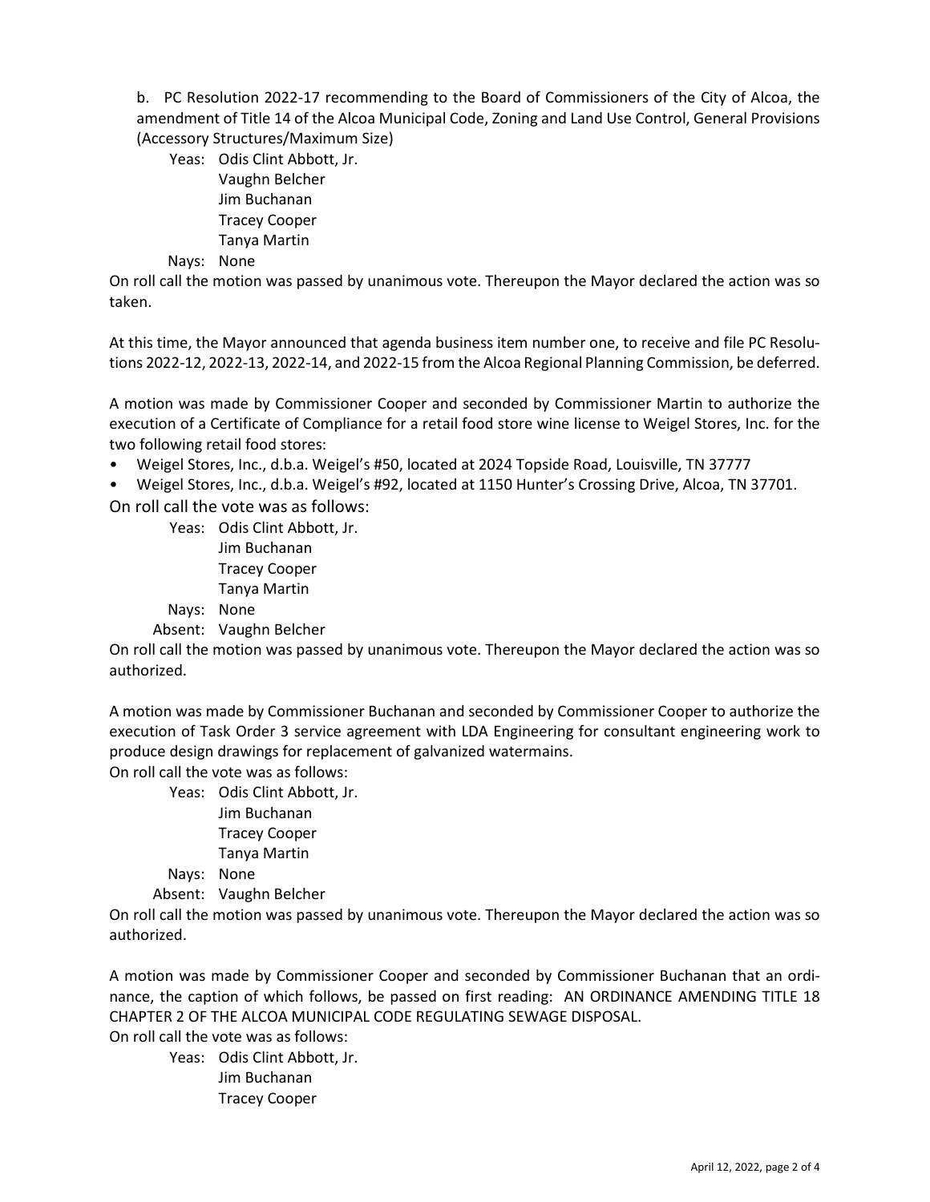b. PC Resolution 2022-17 recommending to the Board of Commissioners of the City of Alcoa, the amendment of Title 14 of the Alcoa Municipal Code, Zoning and Land Use Control, General Provisions (Accessory Structures/Maximum Size)

Yeas: Odis Clint Abbott, Jr.
Vaughn Belcher
Jim Buchanan
Tracey Cooper
Tanya Martin

Nays: None

On roll call the motion was passed by unanimous vote. Thereupon the Mayor declared the action was so taken.

At this time, the Mayor announced that agenda business item number one, to receive and file PC Resolutions 2022-12, 2022-13, 2022-14, and 2022-15 from the Alcoa Regional Planning Commission, be deferred.

A motion was made by Commissioner Cooper and seconded by Commissioner Martin to authorize the execution of a Certificate of Compliance for a retail food store wine license to Weigel Stores, Inc. for the two following retail food stores:

- Weigel Stores, Inc., d.b.a. Weigel's #50, located at 2024 Topside Road, Louisville, TN 37777
- Weigel Stores, Inc., d.b.a. Weigel's #92, located at 1150 Hunter's Crossing Drive, Alcoa, TN 37701.

On roll call the vote was as follows:

Yeas: Odis Clint Abbott, Jr.
Jim Buchanan
Tracey Cooper
Tanya Martin

Nays: None

Absent: Vaughn Belcher

On roll call the motion was passed by unanimous vote. Thereupon the Mayor declared the action was so authorized.

A motion was made by Commissioner Buchanan and seconded by Commissioner Cooper to authorize the execution of Task Order 3 service agreement with LDA Engineering for consultant engineering work to produce design drawings for replacement of galvanized watermains.

On roll call the vote was as follows:

Yeas: Odis Clint Abbott, Jr.
Jim Buchanan
Tracey Cooper
Tanya Martin

Nays: None

Absent: Vaughn Belcher

On roll call the motion was passed by unanimous vote. Thereupon the Mayor declared the action was so authorized.

A motion was made by Commissioner Cooper and seconded by Commissioner Buchanan that an ordinance, the caption of which follows, be passed on first reading: AN ORDINANCE AMENDING TITLE 18 CHAPTER 2 OF THE ALCOA MUNICIPAL CODE REGULATING SEWAGE DISPOSAL.

On roll call the vote was as follows:

Yeas: Odis Clint Abbott, Jr.
Jim Buchanan
Tracey Cooper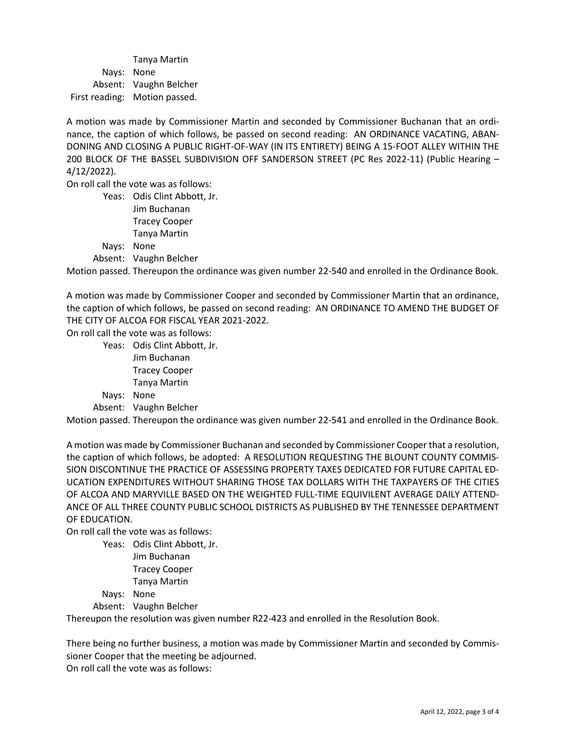Tanya Martin

Nays: None

Absent: Vaughn Belcher

First reading: Motion passed.

A motion was made by Commissioner Martin and seconded by Commissioner Buchanan that an ordinance, the caption of which follows, be passed on second reading: AN ORDINANCE VACATING, ABANDONING AND CLOSING A PUBLIC RIGHT-OF-WAY (IN ITS ENTIRETY) BEING A 15-FOOT ALLEY WITHIN THE 200 BLOCK OF THE BASSEL SUBDIVISION OFF SANDERSON STREET (PC Res 2022-11) (Public Hearing – 4/12/2022).

On roll call the vote was as follows:

Yeas: Odis Clint Abbott, Jr.
Jim Buchanan
Tracey Cooper
Tanya Martin

Nays: None

Absent: Vaughn Belcher

Motion passed. Thereupon the ordinance was given number 22-540 and enrolled in the Ordinance Book.

A motion was made by Commissioner Cooper and seconded by Commissioner Martin that an ordinance, the caption of which follows, be passed on second reading: AN ORDINANCE TO AMEND THE BUDGET OF THE CITY OF ALCOA FOR FISCAL YEAR 2021-2022.

On roll call the vote was as follows:

Yeas: Odis Clint Abbott, Jr.
Jim Buchanan
Tracey Cooper
Tanya Martin

Nays: None

Absent: Vaughn Belcher

Motion passed. Thereupon the ordinance was given number 22-541 and enrolled in the Ordinance Book.

A motion was made by Commissioner Buchanan and seconded by Commissioner Cooper that a resolution, the caption of which follows, be adopted: A RESOLUTION REQUESTING THE BLOUNT COUNTY COMMISSION DISCONTINUE THE PRACTICE OF ASSESSING PROPERTY TAXES DEDICATED FOR FUTURE CAPITAL EDUCATION EXPENDITURES WITHOUT SHARING THOSE TAX DOLLARS WITH THE TAXPAYERS OF THE CITIES OF ALCOA AND MARYVILLE BASED ON THE WEIGHTED FULL-TIME EQUIVILENT AVERAGE DAILY ATTENDANCE OF ALL THREE COUNTY PUBLIC SCHOOL DISTRICTS AS PUBLISHED BY THE TENNESSEE DEPARTMENT OF EDUCATION.

On roll call the vote was as follows:

Yeas: Odis Clint Abbott, Jr.
Jim Buchanan
Tracey Cooper
Tanya Martin

Nays: None

Absent: Vaughn Belcher

Thereupon the resolution was given number R22-423 and enrolled in the Resolution Book.

There being no further business, a motion was made by Commissioner Martin and seconded by Commissioner Cooper that the meeting be adjourned.

On roll call the vote was as follows: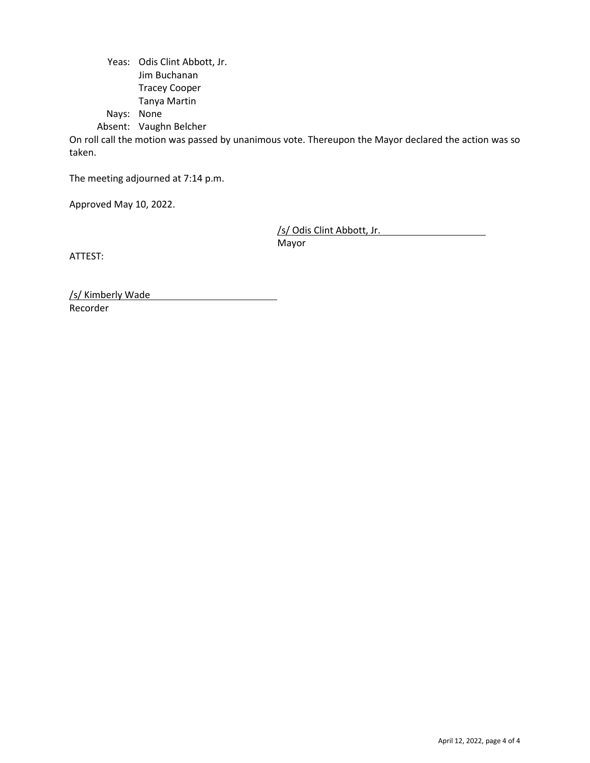Yeas: Odis Clint Abbott, Jr.
Jim Buchanan
Tracey Cooper
Tanya Martin

Nays: None

Absent: Vaughn Belcher

On roll call the motion was passed by unanimous vote. Thereupon the Mayor declared the action was so taken.

The meeting adjourned at 7:14 p.m.

Approved May 10, 2022.

/s/ Odis Clint Abbott, Jr.
Mayor

ATTEST:

/s/ Kimberly Wade
Recorder